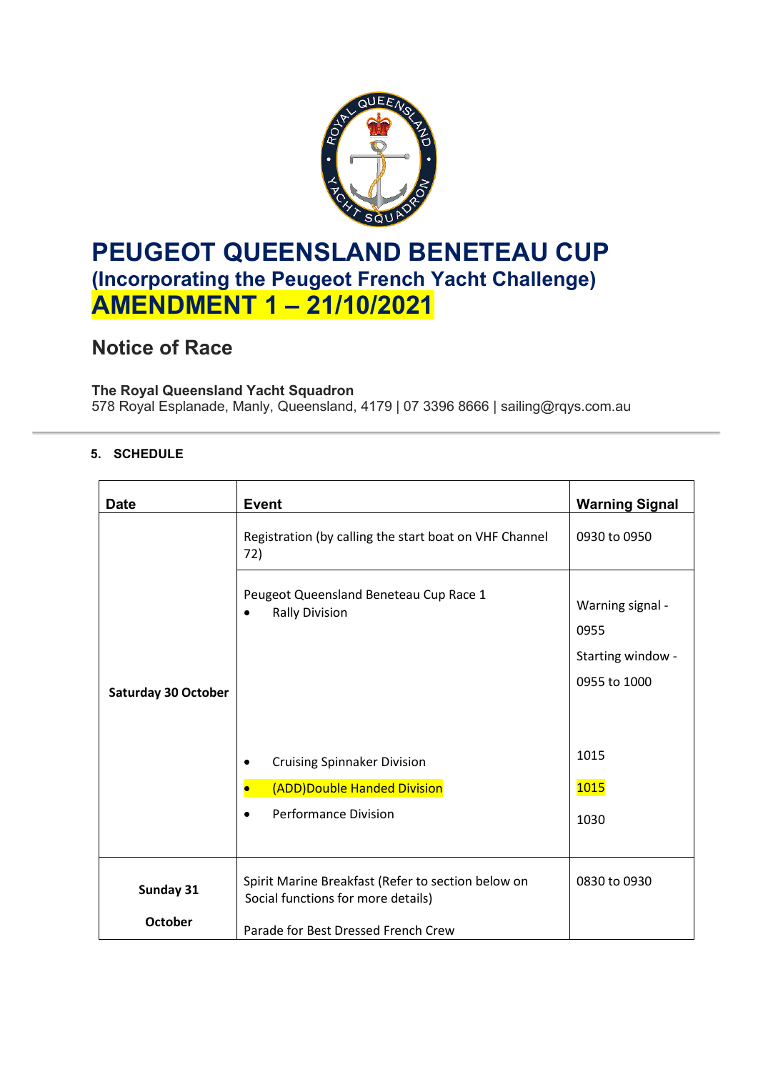# PEUGEOT QUEENSLAND BENETEAU CUP

## (Incorporating the Peugeot French Yacht Challenge)

## AMENDMENT 1 – 21/10/2021

## Notice of Race

**The Royal Queensland Yacht Squadron**
578 Royal Esplanade, Manly, Queensland, 4179 | 07 3396 8666 | sailing@rqys.com.au

### 5. SCHEDULE

| Date | Event | Warning Signal |
|---|---|---|
| Saturday 30 October | Registration (by calling the start boat on VHF Channel 72) | 0930 to 0950 |
| | Peugeot Queensland Beneteau Cup Race 1<br>• Rally Division | Warning signal - 0955<br>Starting window - 0955 to 1000 |
| | • Cruising Spinnaker Division | 1015 |
| | • (ADD)Double Handed Division | 1015 |
| | • Performance Division | 1030 |
| Sunday 31 October | Spirit Marine Breakfast (Refer to section below on Social functions for more details)<br><br>Parade for Best Dressed French Crew | 0830 to 0930 |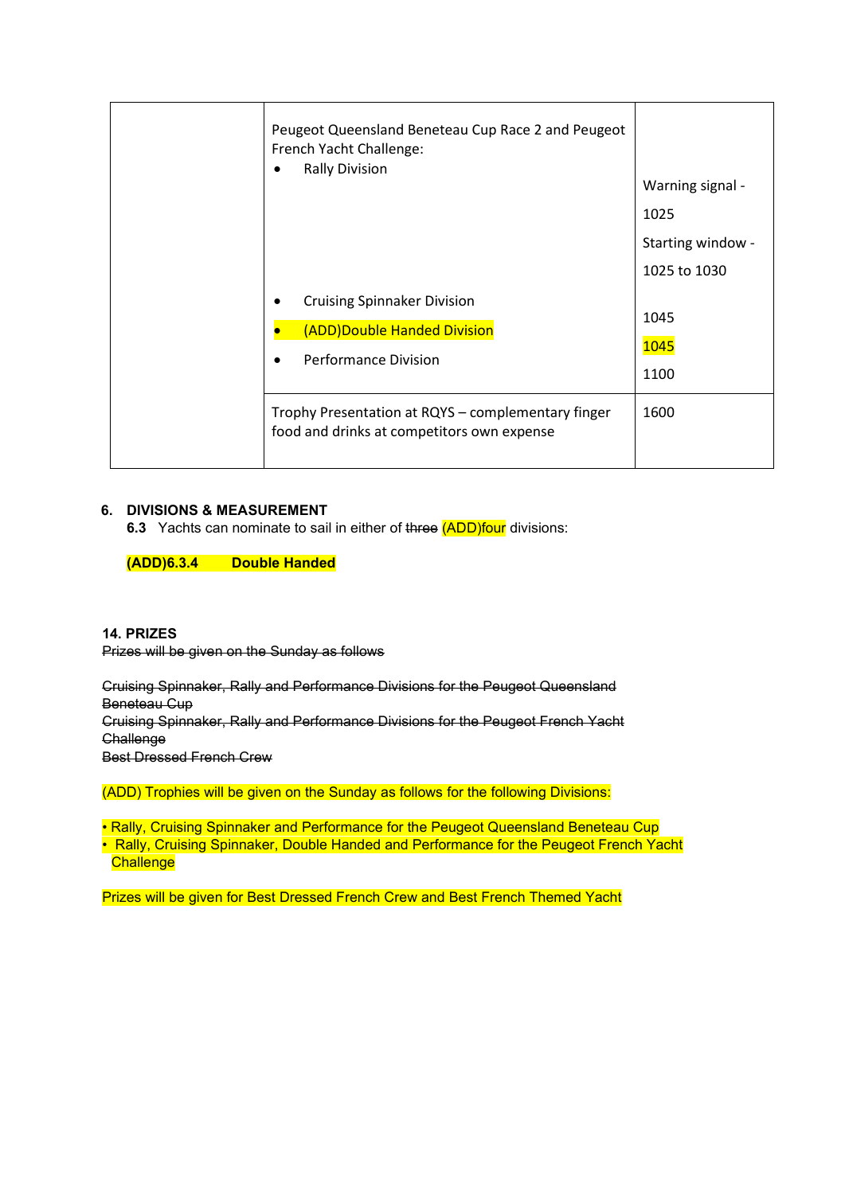| | | |
|---|---|---|
| | Peugeot Queensland Beneteau Cup Race 2 and Peugeot French Yacht Challenge:<br>• Rally Division | Warning signal - 1025<br>Starting window - 1025 to 1030 |
| | • Cruising Spinnaker Division<br>• (ADD)Double Handed Division<br>• Performance Division | 1045<br>1045<br>1100 |
| | Trophy Presentation at RQYS – complementary finger food and drinks at competitors own expense | 1600 |

**6. DIVISIONS & MEASUREMENT**

**6.3** Yachts can nominate to sail in either of ~~three~~ (ADD)four divisions:

**(ADD)6.3.4 Double Handed**

**14. PRIZES**

~~Prizes will be given on the Sunday as follows~~

~~Cruising Spinnaker, Rally and Performance Divisions for the Peugeot Queensland Beneteau Cup~~
~~Cruising Spinnaker, Rally and Performance Divisions for the Peugeot French Yacht Challenge~~
~~Best Dressed French Crew~~

(ADD) Trophies will be given on the Sunday as follows for the following Divisions:

- Rally, Cruising Spinnaker and Performance for the Peugeot Queensland Beneteau Cup
- Rally, Cruising Spinnaker, Double Handed and Performance for the Peugeot French Yacht Challenge

Prizes will be given for Best Dressed French Crew and Best French Themed Yacht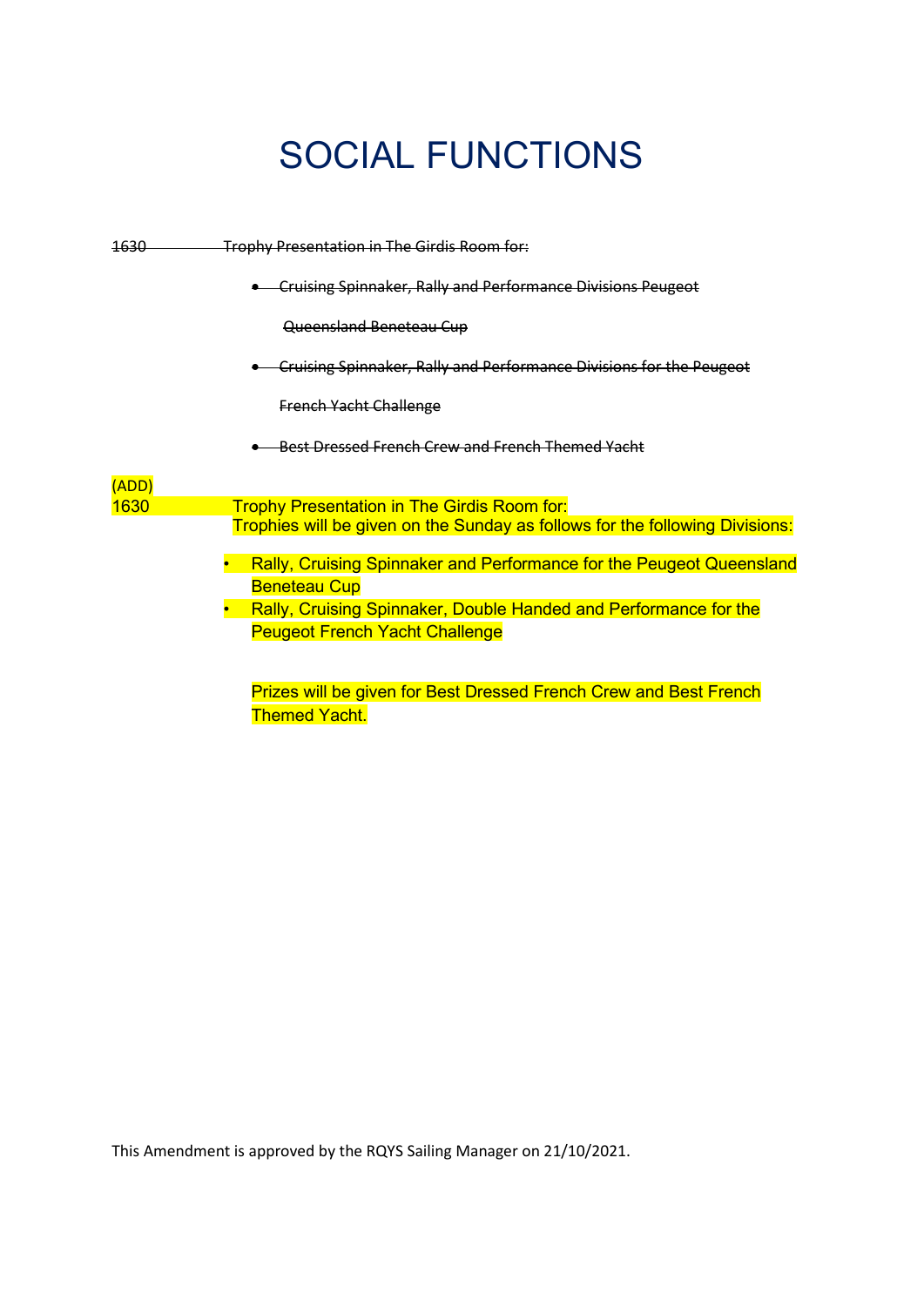# SOCIAL FUNCTIONS

~~1630 Trophy Presentation in The Girdis Room for:~~

- ~~Cruising Spinnaker, Rally and Performance Divisions Peugeot Queensland Beneteau Cup~~
- ~~Cruising Spinnaker, Rally and Performance Divisions for the Peugeot French Yacht Challenge~~
- ~~Best Dressed French Crew and French Themed Yacht~~

(ADD)

1630 Trophy Presentation in The Girdis Room for:
Trophies will be given on the Sunday as follows for the following Divisions:

- Rally, Cruising Spinnaker and Performance for the Peugeot Queensland Beneteau Cup
- Rally, Cruising Spinnaker, Double Handed and Performance for the Peugeot French Yacht Challenge

Prizes will be given for Best Dressed French Crew and Best French Themed Yacht.

This Amendment is approved by the RQYS Sailing Manager on 21/10/2021.